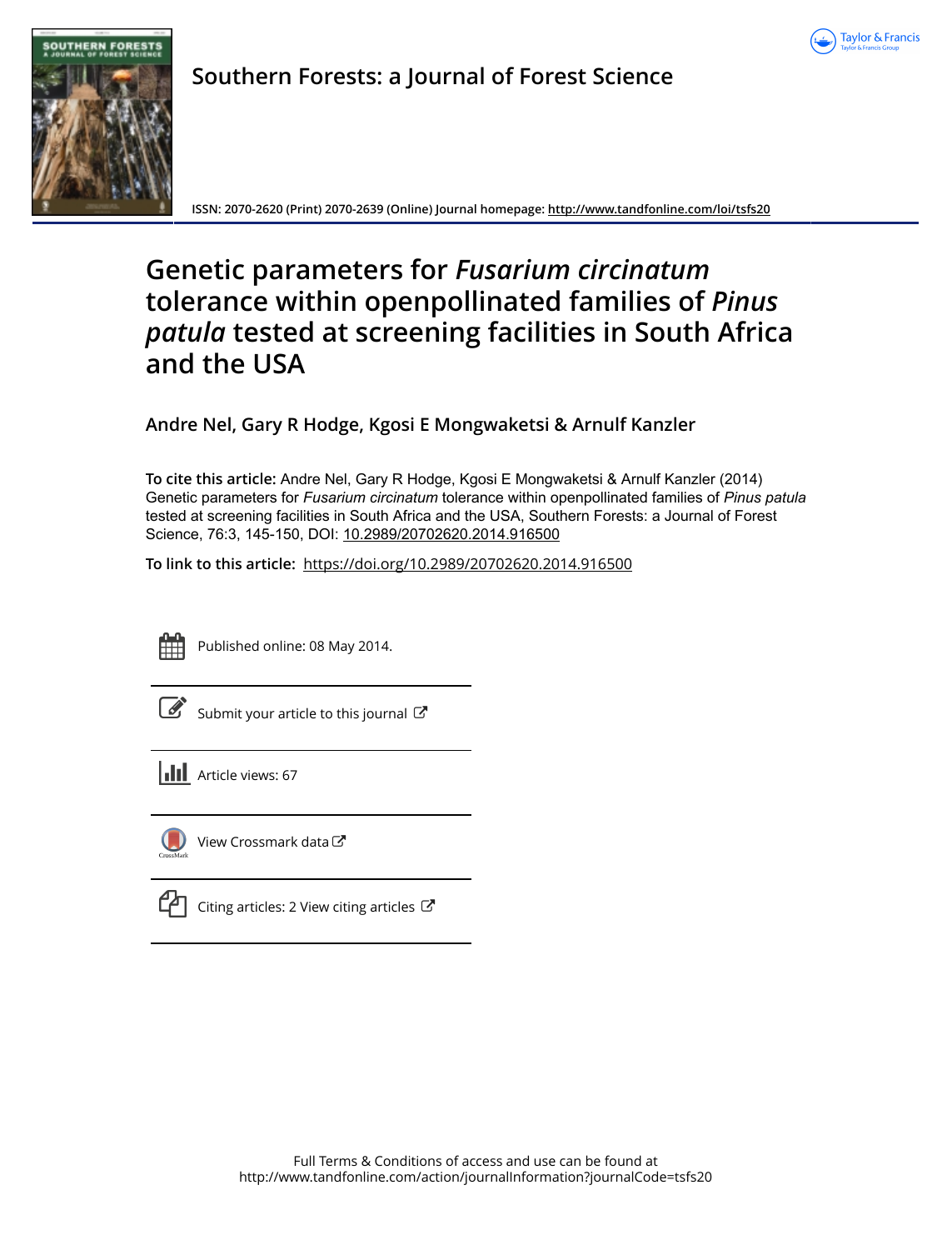Southern Forests: a Journal of Forest Science

ISSN: 2070-2620 (Print) 2070-2639 (Online) Journal homepage: http://www.tandfonline.com/loi/tsfs20

# Genetic parameters for *Fusarium circinatum* tolerance within openpollinated families of *Pinus patula* tested at screening facilities in South Africa and the USA

**Andre Nel, Gary R Hodge, Kgosi E Mongwaketsi & Arnulf Kanzler**

**To cite this article:** Andre Nel, Gary R Hodge, Kgosi E Mongwaketsi & Arnulf Kanzler (2014) Genetic parameters for *Fusarium circinatum* tolerance within openpollinated families of *Pinus patula* tested at screening facilities in South Africa and the USA, Southern Forests: a Journal of Forest Science, 76:3, 145-150, DOI: 10.2989/20702620.2014.916500

**To link to this article:** https://doi.org/10.2989/20702620.2014.916500

Published online: 08 May 2014.

Submit your article to this journal

Article views: 67

View Crossmark data

Citing articles: 2 View citing articles

Full Terms & Conditions of access and use can be found at
http://www.tandfonline.com/action/journalInformation?journalCode=tsfs20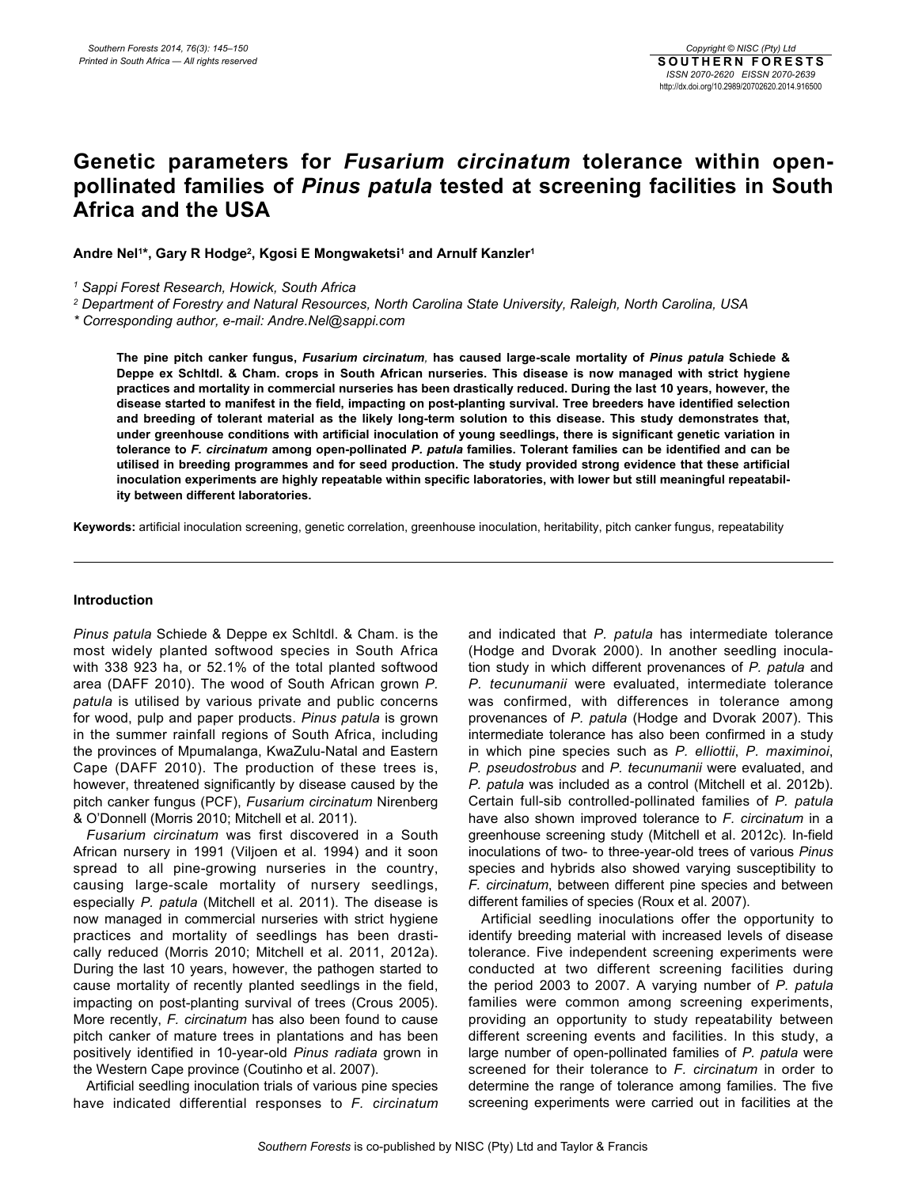# Genetic parameters for *Fusarium circinatum* tolerance within open-pollinated families of *Pinus patula* tested at screening facilities in South Africa and the USA

**Andre Nel[1]*, Gary R Hodge[2], Kgosi E Mongwaketsi[1] and Arnulf Kanzler[1]**

[1] Sappi Forest Research, Howick, South Africa

[2] Department of Forestry and Natural Resources, North Carolina State University, Raleigh, North Carolina, USA

\* Corresponding author, e-mail: Andre.Nel@sappi.com

**The pine pitch canker fungus, *Fusarium circinatum*, has caused large-scale mortality of *Pinus patula* Schiede & Deppe ex Schltdl. & Cham. crops in South African nurseries. This disease is now managed with strict hygiene practices and mortality in commercial nurseries has been drastically reduced. During the last 10 years, however, the disease started to manifest in the field, impacting on post-planting survival. Tree breeders have identified selection and breeding of tolerant material as the likely long-term solution to this disease. This study demonstrates that, under greenhouse conditions with artificial inoculation of young seedlings, there is significant genetic variation in tolerance to *F. circinatum* among open-pollinated *P. patula* families. Tolerant families can be identified and can be utilised in breeding programmes and for seed production. The study provided strong evidence that these artificial inoculation experiments are highly repeatable within specific laboratories, with lower but still meaningful repeatability between different laboratories.**

**Keywords:** artificial inoculation screening, genetic correlation, greenhouse inoculation, heritability, pitch canker fungus, repeatability

## Introduction

*Pinus patula* Schiede & Deppe ex Schltdl. & Cham. is the most widely planted softwood species in South Africa with 338 923 ha, or 52.1% of the total planted softwood area (DAFF 2010). The wood of South African grown *P. patula* is utilised by various private and public concerns for wood, pulp and paper products. *Pinus patula* is grown in the summer rainfall regions of South Africa, including the provinces of Mpumalanga, KwaZulu-Natal and Eastern Cape (DAFF 2010). The production of these trees is, however, threatened significantly by disease caused by the pitch canker fungus (PCF), *Fusarium circinatum* Nirenberg & O'Donnell (Morris 2010; Mitchell et al. 2011).

*Fusarium circinatum* was first discovered in a South African nursery in 1991 (Viljoen et al. 1994) and it soon spread to all pine-growing nurseries in the country, causing large-scale mortality of nursery seedlings, especially *P. patula* (Mitchell et al. 2011). The disease is now managed in commercial nurseries with strict hygiene practices and mortality of seedlings has been drastically reduced (Morris 2010; Mitchell et al. 2011, 2012a). During the last 10 years, however, the pathogen started to cause mortality of recently planted seedlings in the field, impacting on post-planting survival of trees (Crous 2005). More recently, *F. circinatum* has also been found to cause pitch canker of mature trees in plantations and has been positively identified in 10-year-old *Pinus radiata* grown in the Western Cape province (Coutinho et al. 2007).

Artificial seedling inoculation trials of various pine species have indicated differential responses to *F. circinatum* and indicated that *P. patula* has intermediate tolerance (Hodge and Dvorak 2000). In another seedling inoculation study in which different provenances of *P. patula* and *P. tecunumanii* were evaluated, intermediate tolerance was confirmed, with differences in tolerance among provenances of *P. patula* (Hodge and Dvorak 2007). This intermediate tolerance has also been confirmed in a study in which pine species such as *P. elliottii*, *P. maximinoi*, *P. pseudostrobus* and *P. tecunumanii* were evaluated, and *P. patula* was included as a control (Mitchell et al. 2012b). Certain full-sib controlled-pollinated families of *P. patula* have also shown improved tolerance to *F. circinatum* in a greenhouse screening study (Mitchell et al. 2012c). In-field inoculations of two- to three-year-old trees of various *Pinus* species and hybrids also showed varying susceptibility to *F. circinatum*, between different pine species and between different families of species (Roux et al. 2007).

Artificial seedling inoculations offer the opportunity to identify breeding material with increased levels of disease tolerance. Five independent screening experiments were conducted at two different screening facilities during the period 2003 to 2007. A varying number of *P. patula* families were common among screening experiments, providing an opportunity to study repeatability between different screening events and facilities. In this study, a large number of open-pollinated families of *P. patula* were screened for their tolerance to *F. circinatum* in order to determine the range of tolerance among families. The five screening experiments were carried out in facilities at the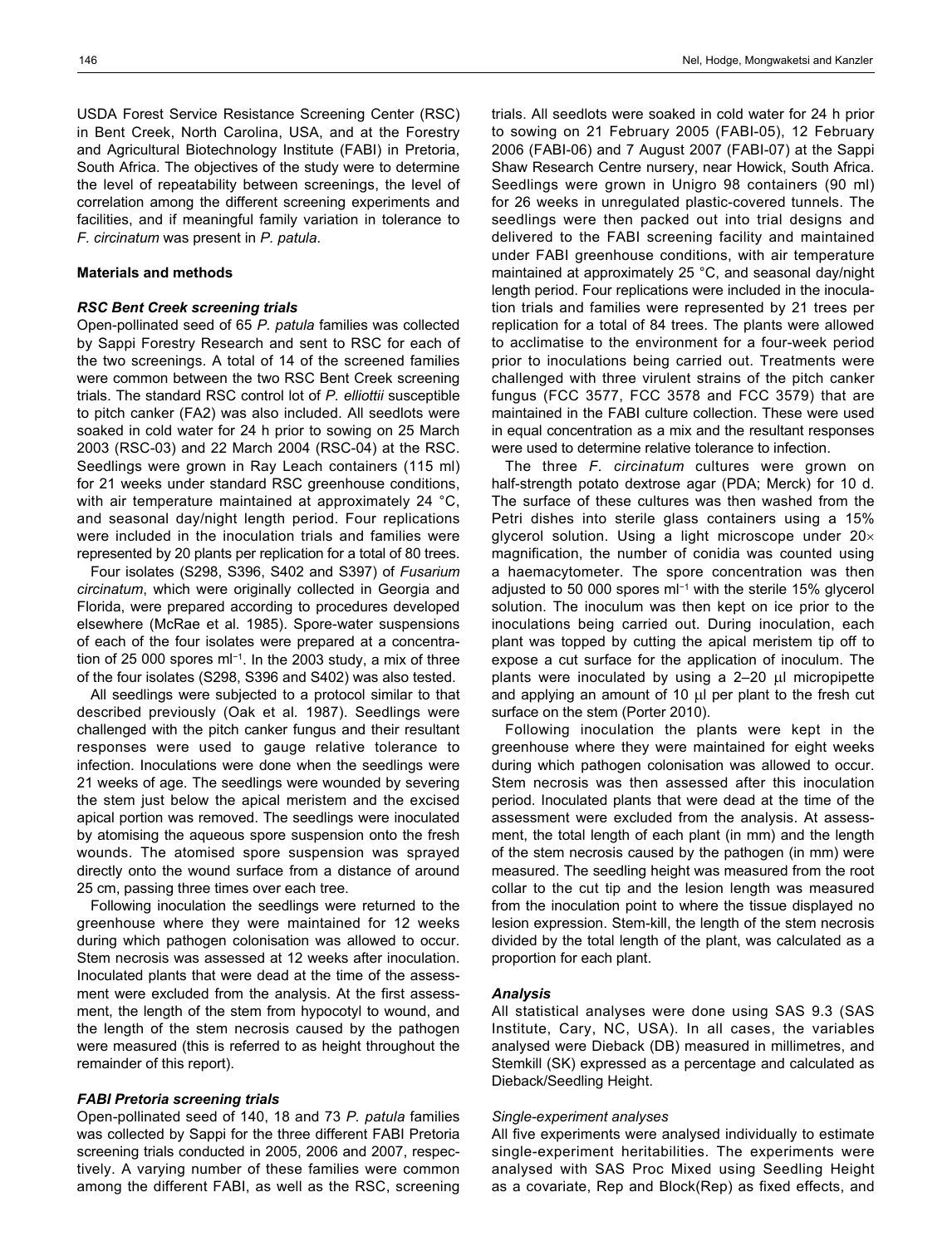USDA Forest Service Resistance Screening Center (RSC) in Bent Creek, North Carolina, USA, and at the Forestry and Agricultural Biotechnology Institute (FABI) in Pretoria, South Africa. The objectives of the study were to determine the level of repeatability between screenings, the level of correlation among the different screening experiments and facilities, and if meaningful family variation in tolerance to *F. circinatum* was present in *P. patula*.

## Materials and methods

### *RSC Bent Creek screening trials*

Open-pollinated seed of 65 *P. patula* families was collected by Sappi Forestry Research and sent to RSC for each of the two screenings. A total of 14 of the screened families were common between the two RSC Bent Creek screening trials. The standard RSC control lot of *P. elliottii* susceptible to pitch canker (FA2) was also included. All seedlots were soaked in cold water for 24 h prior to sowing on 25 March 2003 (RSC-03) and 22 March 2004 (RSC-04) at the RSC. Seedlings were grown in Ray Leach containers (115 ml) for 21 weeks under standard RSC greenhouse conditions, with air temperature maintained at approximately 24 °C, and seasonal day/night length period. Four replications were included in the inoculation trials and families were represented by 20 plants per replication for a total of 80 trees.

Four isolates (S298, S396, S402 and S397) of *Fusarium circinatum*, which were originally collected in Georgia and Florida, were prepared according to procedures developed elsewhere (McRae et al. 1985). Spore-water suspensions of each of the four isolates were prepared at a concentration of 25 000 spores ml$^{-1}$. In the 2003 study, a mix of three of the four isolates (S298, S396 and S402) was also tested.

All seedlings were subjected to a protocol similar to that described previously (Oak et al. 1987). Seedlings were challenged with the pitch canker fungus and their resultant responses were used to gauge relative tolerance to infection. Inoculations were done when the seedlings were 21 weeks of age. The seedlings were wounded by severing the stem just below the apical meristem and the excised apical portion was removed. The seedlings were inoculated by atomising the aqueous spore suspension onto the fresh wounds. The atomised spore suspension was sprayed directly onto the wound surface from a distance of around 25 cm, passing three times over each tree.

Following inoculation the seedlings were returned to the greenhouse where they were maintained for 12 weeks during which pathogen colonisation was allowed to occur. Stem necrosis was assessed at 12 weeks after inoculation. Inoculated plants that were dead at the time of the assessment were excluded from the analysis. At the first assessment, the length of the stem from hypocotyl to wound, and the length of the stem necrosis caused by the pathogen were measured (this is referred to as height throughout the remainder of this report).

### *FABI Pretoria screening trials*

Open-pollinated seed of 140, 18 and 73 *P. patula* families was collected by Sappi for the three different FABI Pretoria screening trials conducted in 2005, 2006 and 2007, respectively. A varying number of these families were common among the different FABI, as well as the RSC, screening trials. All seedlots were soaked in cold water for 24 h prior to sowing on 21 February 2005 (FABI-05), 12 February 2006 (FABI-06) and 7 August 2007 (FABI-07) at the Sappi Shaw Research Centre nursery, near Howick, South Africa. Seedlings were grown in Unigro 98 containers (90 ml) for 26 weeks in unregulated plastic-covered tunnels. The seedlings were then packed out into trial designs and delivered to the FABI screening facility and maintained under FABI greenhouse conditions, with air temperature maintained at approximately 25 °C, and seasonal day/night length period. Four replications were included in the inoculation trials and families were represented by 21 trees per replication for a total of 84 trees. The plants were allowed to acclimatise to the environment for a four-week period prior to inoculations being carried out. Treatments were challenged with three virulent strains of the pitch canker fungus (FCC 3577, FCC 3578 and FCC 3579) that are maintained in the FABI culture collection. These were used in equal concentration as a mix and the resultant responses were used to determine relative tolerance to infection.

The three *F. circinatum* cultures were grown on half-strength potato dextrose agar (PDA; Merck) for 10 d. The surface of these cultures was then washed from the Petri dishes into sterile glass containers using a 15% glycerol solution. Using a light microscope under 20× magnification, the number of conidia was counted using a haemacytometer. The spore concentration was then adjusted to 50 000 spores ml$^{-1}$ with the sterile 15% glycerol solution. The inoculum was then kept on ice prior to the inoculations being carried out. During inoculation, each plant was topped by cutting the apical meristem tip off to expose a cut surface for the application of inoculum. The plants were inoculated by using a 2–20 μl micropipette and applying an amount of 10 μl per plant to the fresh cut surface on the stem (Porter 2010).

Following inoculation the plants were kept in the greenhouse where they were maintained for eight weeks during which pathogen colonisation was allowed to occur. Stem necrosis was then assessed after this inoculation period. Inoculated plants that were dead at the time of the assessment were excluded from the analysis. At assessment, the total length of each plant (in mm) and the length of the stem necrosis caused by the pathogen (in mm) were measured. The seedling height was measured from the root collar to the cut tip and the lesion length was measured from the inoculation point to where the tissue displayed no lesion expression. Stem-kill, the length of the stem necrosis divided by the total length of the plant, was calculated as a proportion for each plant.

### *Analysis*

All statistical analyses were done using SAS 9.3 (SAS Institute, Cary, NC, USA). In all cases, the variables analysed were Dieback (DB) measured in millimetres, and Stemkill (SK) expressed as a percentage and calculated as Dieback/Seedling Height.

#### *Single-experiment analyses*

All five experiments were analysed individually to estimate single-experiment heritabilities. The experiments were analysed with SAS Proc Mixed using Seedling Height as a covariate, Rep and Block(Rep) as fixed effects, and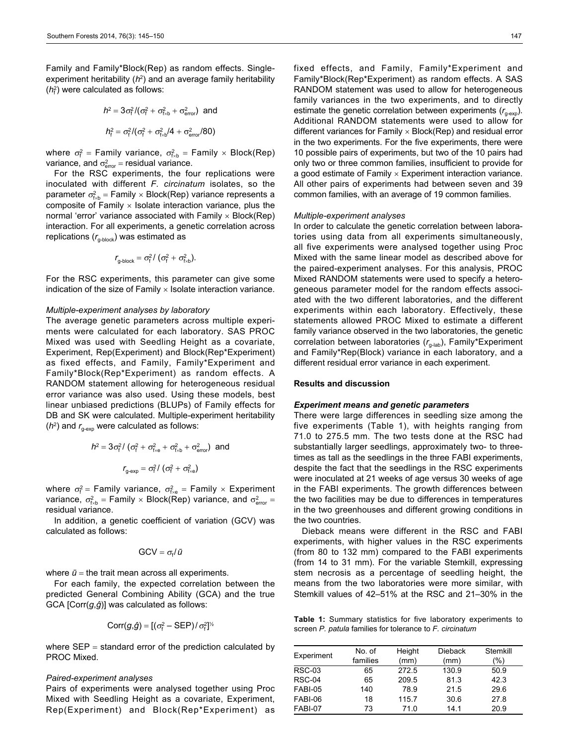Family and Family*Block(Rep) as random effects. Single-experiment heritability ($h^2$) and an average family heritability ($h_f^2$) were calculated as follows:

$$h^2 = 3\sigma_f^2/(\sigma_f^2 + \sigma_{f\times b}^2 + \sigma_{error}^2) \text{ and}$$

$$h_f^2 = \sigma_f^2/(\sigma_f^2 + \sigma_{f\times b}^2/4 + \sigma_{error}^2/80)$$

where $\sigma_f^2$ = Family variance, $\sigma_{f\times b}^2$ = Family × Block(Rep) variance, and $\sigma_{error}^2$ = residual variance.

For the RSC experiments, the four replications were inoculated with different *F. circinatum* isolates, so the parameter $\sigma_{f\times b}^2$ = Family × Block(Rep) variance represents a composite of Family × Isolate interaction variance, plus the normal 'error' variance associated with Family × Block(Rep) interaction. For all experiments, a genetic correlation across replications ($r_{g\text{-block}}$) was estimated as

$$r_{g\text{-block}} = \sigma_f^2/(\sigma_f^2 + \sigma_{f\times b}^2).$$

For the RSC experiments, this parameter can give some indication of the size of Family × Isolate interaction variance.

*Multiple-experiment analyses by laboratory*

The average genetic parameters across multiple experiments were calculated for each laboratory. SAS PROC Mixed was used with Seedling Height as a covariate, Experiment, Rep(Experiment) and Block(Rep*Experiment) as fixed effects, and Family, Family*Experiment and Family*Block(Rep*Experiment) as random effects. A RANDOM statement allowing for heterogeneous residual error variance was also used. Using these models, best linear unbiased predictions (BLUPs) of Family effects for DB and SK were calculated. Multiple-experiment heritability ($h^2$) and $r_{g\text{-exp}}$ were calculated as follows:

$$h^2 = 3\sigma_f^2/(\sigma_f^2 + \sigma_{f\times e}^2 + \sigma_{f\times b}^2 + \sigma_{error}^2) \text{ and}$$

$$r_{g\text{-exp}} = \sigma_f^2/(\sigma_f^2 + \sigma_{f\times e}^2)$$

where $\sigma_f^2$ = Family variance, $\sigma_{f\times e}^2$ = Family × Experiment variance, $\sigma_{f\times b}^2$ = Family × Block(Rep) variance, and $\sigma_{error}^2$ = residual variance.

In addition, a genetic coefficient of variation (GCV) was calculated as follows:

$$\text{GCV} = \sigma_f/\bar{u}$$

where $\bar{u}$ = the trait mean across all experiments.

For each family, the expected correlation between the predicted General Combining Ability (GCA) and the true GCA [Corr($g,\hat{g}$)] was calculated as follows:

$$\text{Corr}(g,\hat{g}) = [(\sigma_f^2 - \text{SEP})/\sigma_f^2]^{1/2}$$

where SEP = standard error of the prediction calculated by PROC Mixed.

*Paired-experiment analyses*

Pairs of experiments were analysed together using Proc Mixed with Seedling Height as a covariate, Experiment, Rep(Experiment) and Block(Rep*Experiment) as fixed effects, and Family, Family*Experiment and Family*Block(Rep*Experiment) as random effects. A SAS RANDOM statement was used to allow for heterogeneous family variances in the two experiments, and to directly estimate the genetic correlation between experiments ($r_{g\text{-exp}}$). Additional RANDOM statements were used to allow for different variances for Family × Block(Rep) and residual error in the two experiments. For the five experiments, there were 10 possible pairs of experiments, but two of the 10 pairs had only two or three common families, insufficient to provide for a good estimate of Family × Experiment interaction variance. All other pairs of experiments had between seven and 39 common families, with an average of 19 common families.

*Multiple-experiment analyses*

In order to calculate the genetic correlation between laboratories using data from all experiments simultaneously, all five experiments were analysed together using Proc Mixed with the same linear model as described above for the paired-experiment analyses. For this analysis, PROC Mixed RANDOM statements were used to specify a heterogeneous parameter model for the random effects associated with the two different laboratories, and the different experiments within each laboratory. Effectively, these statements allowed PROC Mixed to estimate a different family variance observed in the two laboratories, the genetic correlation between laboratories ($r_{g\text{-lab}}$), Family*Experiment and Family*Rep(Block) variance in each laboratory, and a different residual error variance in each experiment.

## Results and discussion

***Experiment means and genetic parameters***

There were large differences in seedling size among the five experiments (Table 1), with heights ranging from 71.0 to 275.5 mm. The two tests done at the RSC had substantially larger seedlings, approximately two- to three-times as tall as the seedlings in the three FABI experiments, despite the fact that the seedlings in the RSC experiments were inoculated at 21 weeks of age versus 30 weeks of age in the FABI experiments. The growth differences between the two facilities may be due to differences in temperatures in the two greenhouses and different growing conditions in the two countries.

Dieback means were different in the RSC and FABI experiments, with higher values in the RSC experiments (from 80 to 132 mm) compared to the FABI experiments (from 14 to 31 mm). For the variable Stemkill, expressing stem necrosis as a percentage of seedling height, the means from the two laboratories were more similar, with Stemkill values of 42–51% at the RSC and 21–30% in the

**Table 1:** Summary statistics for five laboratory experiments to screen *P. patula* families for tolerance to *F. circinatum*

| Experiment | No. of families | Height (mm) | Dieback (mm) | Stemkill (%) |
|---|---|---|---|---|
| RSC-03 | 65 | 272.5 | 130.9 | 50.9 |
| RSC-04 | 65 | 209.5 | 81.3 | 42.3 |
| FABI-05 | 140 | 78.9 | 21.5 | 29.6 |
| FABI-06 | 18 | 115.7 | 30.6 | 27.8 |
| FABI-07 | 73 | 71.0 | 14.1 | 20.9 |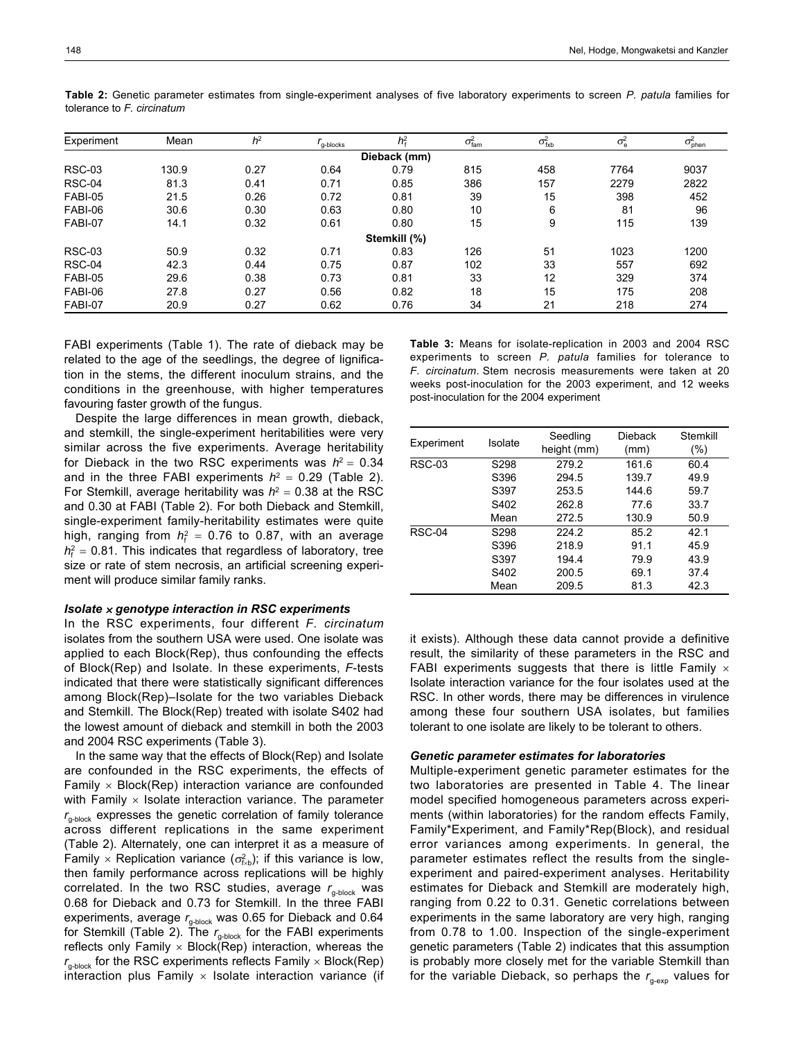**Table 2:** Genetic parameter estimates from single-experiment analyses of five laboratory experiments to screen *P. patula* families for tolerance to *F. circinatum*

| Experiment | Mean | $h^2$ | $r_{\text{g-blocks}}$ | $h_f^2$ | $\sigma^2_{\text{fam}}$ | $\sigma^2_{\text{fxb}}$ | $\sigma^2_e$ | $\sigma^2_{\text{phen}}$ |
|---|---|---|---|---|---|---|---|---|
| | | | | **Dieback (mm)** | | | | |
| RSC-03 | 130.9 | 0.27 | 0.64 | 0.79 | 815 | 458 | 7764 | 9037 |
| RSC-04 | 81.3 | 0.41 | 0.71 | 0.85 | 386 | 157 | 2279 | 2822 |
| FABI-05 | 21.5 | 0.26 | 0.72 | 0.81 | 39 | 15 | 398 | 452 |
| FABI-06 | 30.6 | 0.30 | 0.63 | 0.80 | 10 | 6 | 81 | 96 |
| FABI-07 | 14.1 | 0.32 | 0.61 | 0.80 | 15 | 9 | 115 | 139 |
| | | | | **Stemkill (%)** | | | | |
| RSC-03 | 50.9 | 0.32 | 0.71 | 0.83 | 126 | 51 | 1023 | 1200 |
| RSC-04 | 42.3 | 0.44 | 0.75 | 0.87 | 102 | 33 | 557 | 692 |
| FABI-05 | 29.6 | 0.38 | 0.73 | 0.81 | 33 | 12 | 329 | 374 |
| FABI-06 | 27.8 | 0.27 | 0.56 | 0.82 | 18 | 15 | 175 | 208 |
| FABI-07 | 20.9 | 0.27 | 0.62 | 0.76 | 34 | 21 | 218 | 274 |

FABI experiments (Table 1). The rate of dieback may be related to the age of the seedlings, the degree of lignification in the stems, the different inoculum strains, and the conditions in the greenhouse, with higher temperatures favouring faster growth of the fungus.

Despite the large differences in mean growth, dieback, and stemkill, the single-experiment heritabilities were very similar across the five experiments. Average heritability for Dieback in the two RSC experiments was $h^2 = 0.34$ and in the three FABI experiments $h^2 = 0.29$ (Table 2). For Stemkill, average heritability was $h^2 = 0.38$ at the RSC and 0.30 at FABI (Table 2). For both Dieback and Stemkill, single-experiment family-heritability estimates were quite high, ranging from $h_f^2 = 0.76$ to 0.87, with an average $h_f^2 = 0.81$. This indicates that regardless of laboratory, tree size or rate of stem necrosis, an artificial screening experiment will produce similar family ranks.

### *Isolate × genotype interaction in RSC experiments*

In the RSC experiments, four different *F. circinatum* isolates from the southern USA were used. One isolate was applied to each Block(Rep), thus confounding the effects of Block(Rep) and Isolate. In these experiments, *F*-tests indicated that there were statistically significant differences among Block(Rep)–Isolate for the two variables Dieback and Stemkill. The Block(Rep) treated with isolate S402 had the lowest amount of dieback and stemkill in both the 2003 and 2004 RSC experiments (Table 3).

In the same way that the effects of Block(Rep) and Isolate are confounded in the RSC experiments, the effects of Family × Block(Rep) interaction variance are confounded with Family × Isolate interaction variance. The parameter $r_{\text{g-block}}$ expresses the genetic correlation of family tolerance across different replications in the same experiment (Table 2). Alternately, one can interpret it as a measure of Family × Replication variance ($\sigma^2_{\text{f×b}}$); if this variance is low, then family performance across replications will be highly correlated. In the two RSC studies, average $r_{\text{g-block}}$ was 0.68 for Dieback and 0.73 for Stemkill. In the three FABI experiments, average $r_{\text{g-block}}$ was 0.65 for Dieback and 0.64 for Stemkill (Table 2). The $r_{\text{g-block}}$ for the FABI experiments reflects only Family × Block(Rep) interaction, whereas the $r_{\text{g-block}}$ for the RSC experiments reflects Family × Block(Rep) interaction plus Family × Isolate interaction variance (if it exists). Although these data cannot provide a definitive result, the similarity of these parameters in the RSC and FABI experiments suggests that there is little Family × Isolate interaction variance for the four isolates used at the RSC. In other words, there may be differences in virulence among these four southern USA isolates, but families tolerant to one isolate are likely to be tolerant to others.

**Table 3:** Means for isolate-replication in 2003 and 2004 RSC experiments to screen *P. patula* families for tolerance to *F. circinatum*. Stem necrosis measurements were taken at 20 weeks post-inoculation for the 2003 experiment, and 12 weeks post-inoculation for the 2004 experiment

| Experiment | Isolate | Seedling height (mm) | Dieback (mm) | Stemkill (%) |
|---|---|---|---|---|
| RSC-03 | S298 | 279.2 | 161.6 | 60.4 |
| | S396 | 294.5 | 139.7 | 49.9 |
| | S397 | 253.5 | 144.6 | 59.7 |
| | S402 | 262.8 | 77.6 | 33.7 |
| | Mean | 272.5 | 130.9 | 50.9 |
| RSC-04 | S298 | 224.2 | 85.2 | 42.1 |
| | S396 | 218.9 | 91.1 | 45.9 |
| | S397 | 194.4 | 79.9 | 43.9 |
| | S402 | 200.5 | 69.1 | 37.4 |
| | Mean | 209.5 | 81.3 | 42.3 |

### *Genetic parameter estimates for laboratories*

Multiple-experiment genetic parameter estimates for the two laboratories are presented in Table 4. The linear model specified homogeneous parameters across experiments (within laboratories) for the random effects Family, Family*Experiment, and Family*Rep(Block), and residual error variances among experiments. In general, the parameter estimates reflect the results from the single-experiment and paired-experiment analyses. Heritability estimates for Dieback and Stemkill are moderately high, ranging from 0.22 to 0.31. Genetic correlations between experiments in the same laboratory are very high, ranging from 0.78 to 1.00. Inspection of the single-experiment genetic parameters (Table 2) indicates that this assumption is probably more closely met for the variable Stemkill than for the variable Dieback, so perhaps the $r_{\text{g-exp}}$ values for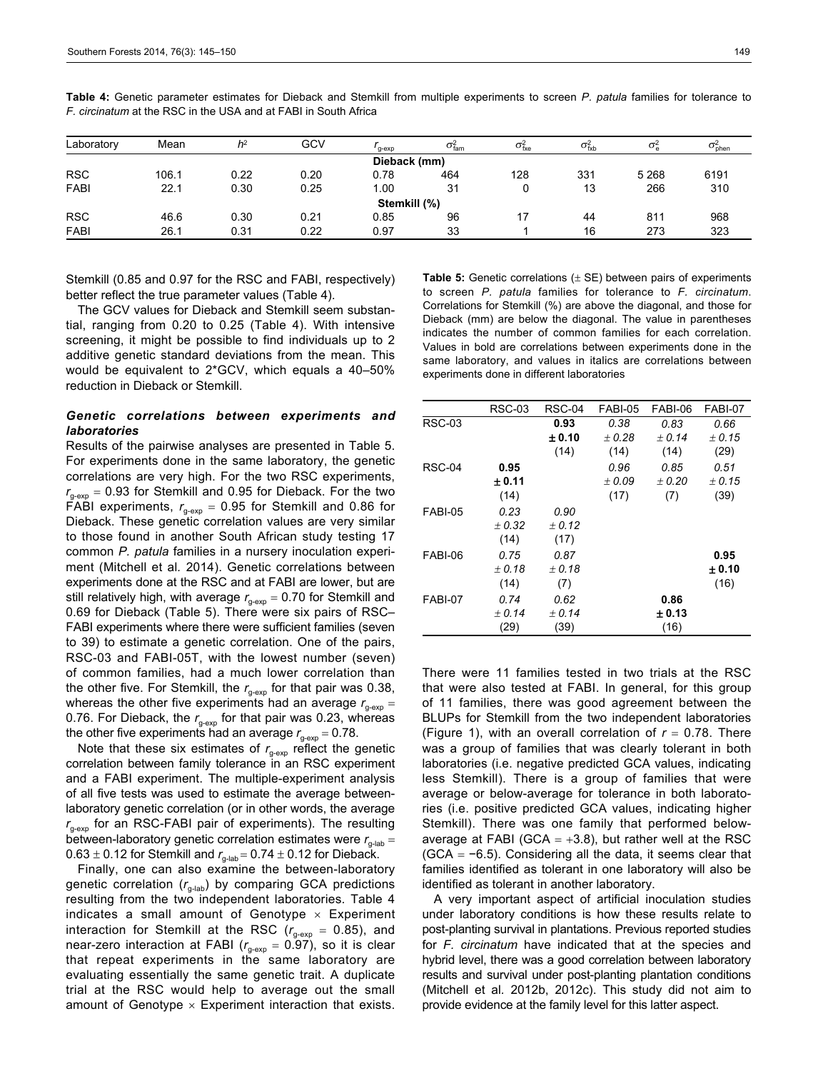**Table 4:** Genetic parameter estimates for Dieback and Stemkill from multiple experiments to screen *P. patula* families for tolerance to *F. circinatum* at the RSC in the USA and at FABI in South Africa

| Laboratory | Mean | $h^2$ | GCV | $r_{g\text{-exp}}$ | $\sigma^2_{fam}$ | $\sigma^2_{fxe}$ | $\sigma^2_{fxb}$ | $\sigma^2_{e}$ | $\sigma^2_{phen}$ |
|---|---|---|---|---|---|---|---|---|---|
| | | | | Dieback (mm) | | | | | |
| RSC | 106.1 | 0.22 | 0.20 | 0.78 | 464 | 128 | 331 | 5 268 | 6191 |
| FABI | 22.1 | 0.30 | 0.25 | 1.00 | 31 | 0 | 13 | 266 | 310 |
| | | | | Stemkill (%) | | | | | |
| RSC | 46.6 | 0.30 | 0.21 | 0.85 | 96 | 17 | 44 | 811 | 968 |
| FABI | 26.1 | 0.31 | 0.22 | 0.97 | 33 | 1 | 16 | 273 | 323 |

Stemkill (0.85 and 0.97 for the RSC and FABI, respectively) better reflect the true parameter values (Table 4).

The GCV values for Dieback and Stemkill seem substantial, ranging from 0.20 to 0.25 (Table 4). With intensive screening, it might be possible to find individuals up to 2 additive genetic standard deviations from the mean. This would be equivalent to 2*GCV, which equals a 40–50% reduction in Dieback or Stemkill.

### *Genetic correlations between experiments and laboratories*

Results of the pairwise analyses are presented in Table 5. For experiments done in the same laboratory, the genetic correlations are very high. For the two RSC experiments, $r_{g\text{-exp}} = 0.93$ for Stemkill and 0.95 for Dieback. For the two FABI experiments, $r_{g\text{-exp}} = 0.95$ for Stemkill and 0.86 for Dieback. These genetic correlation values are very similar to those found in another South African study testing 17 common *P. patula* families in a nursery inoculation experiment (Mitchell et al. 2014). Genetic correlations between experiments done at the RSC and at FABI are lower, but are still relatively high, with average $r_{g\text{-exp}} = 0.70$ for Stemkill and 0.69 for Dieback (Table 5). There were six pairs of RSC–FABI experiments where there were sufficient families (seven to 39) to estimate a genetic correlation. One of the pairs, RSC-03 and FABI-05T, with the lowest number (seven) of common families, had a much lower correlation than the other five. For Stemkill, the $r_{g\text{-exp}}$ for that pair was 0.38, whereas the other five experiments had an average $r_{g\text{-exp}} =$ 0.76. For Dieback, the $r_{g\text{-exp}}$ for that pair was 0.23, whereas the other five experiments had an average $r_{g\text{-exp}} = 0.78$.

Note that these six estimates of $r_{g\text{-exp}}$ reflect the genetic correlation between family tolerance in an RSC experiment and a FABI experiment. The multiple-experiment analysis of all five tests was used to estimate the average between-laboratory genetic correlation (or in other words, the average $r_{g\text{-exp}}$ for an RSC-FABI pair of experiments). The resulting between-laboratory genetic correlation estimates were $r_{g\text{-lab}} =$ $0.63 \pm 0.12$ for Stemkill and $r_{g\text{-lab}} = 0.74 \pm 0.12$ for Dieback.

Finally, one can also examine the between-laboratory genetic correlation ($r_{g\text{-lab}}$) by comparing GCA predictions resulting from the two independent laboratories. Table 4 indicates a small amount of Genotype × Experiment interaction for Stemkill at the RSC ($r_{g\text{-exp}} = 0.85$), and near-zero interaction at FABI ($r_{g\text{-exp}} = 0.97$), so it is clear that repeat experiments in the same laboratory are evaluating essentially the same genetic trait. A duplicate trial at the RSC would help to average out the small amount of Genotype × Experiment interaction that exists.

**Table 5:** Genetic correlations (± SE) between pairs of experiments to screen *P. patula* families for tolerance to *F. circinatum*. Correlations for Stemkill (%) are above the diagonal, and those for Dieback (mm) are below the diagonal. The value in parentheses indicates the number of common families for each correlation. Values in bold are correlations between experiments done in the same laboratory, and values in italics are correlations between experiments done in different laboratories

| | RSC-03 | RSC-04 | FABI-05 | FABI-06 | FABI-07 |
|---|---|---|---|---|---|
| RSC-03 | | **0.93 ± 0.10** (14) | *0.38 ± 0.28* (14) | *0.83 ± 0.14* (14) | *0.66 ± 0.15* (29) |
| RSC-04 | **0.95 ± 0.11** (14) | | *0.96 ± 0.09* (17) | *0.85 ± 0.20* (7) | *0.51 ± 0.15* (39) |
| FABI-05 | *0.23 ± 0.32* (14) | *0.90 ± 0.12* (17) | | | |
| FABI-06 | *0.75 ± 0.18* (14) | *0.87 ± 0.18* (7) | | | **0.95 ± 0.10** (16) |
| FABI-07 | *0.74 ± 0.14* (29) | *0.62 ± 0.14* (39) | | **0.86 ± 0.13** (16) | |

There were 11 families tested in two trials at the RSC that were also tested at FABI. In general, for this group of 11 families, there was good agreement between the BLUPs for Stemkill from the two independent laboratories (Figure 1), with an overall correlation of $r = 0.78$. There was a group of families that was clearly tolerant in both laboratories (i.e. negative predicted GCA values, indicating less Stemkill). There is a group of families that were average or below-average for tolerance in both laboratories (i.e. positive predicted GCA values, indicating higher Stemkill). There was one family that performed below-average at FABI (GCA = +3.8), but rather well at the RSC (GCA = −6.5). Considering all the data, it seems clear that families identified as tolerant in one laboratory will also be identified as tolerant in another laboratory.

A very important aspect of artificial inoculation studies under laboratory conditions is how these results relate to post-planting survival in plantations. Previous reported studies for *F. circinatum* have indicated that at the species and hybrid level, there was a good correlation between laboratory results and survival under post-planting plantation conditions (Mitchell et al. 2012b, 2012c). This study did not aim to provide evidence at the family level for this latter aspect.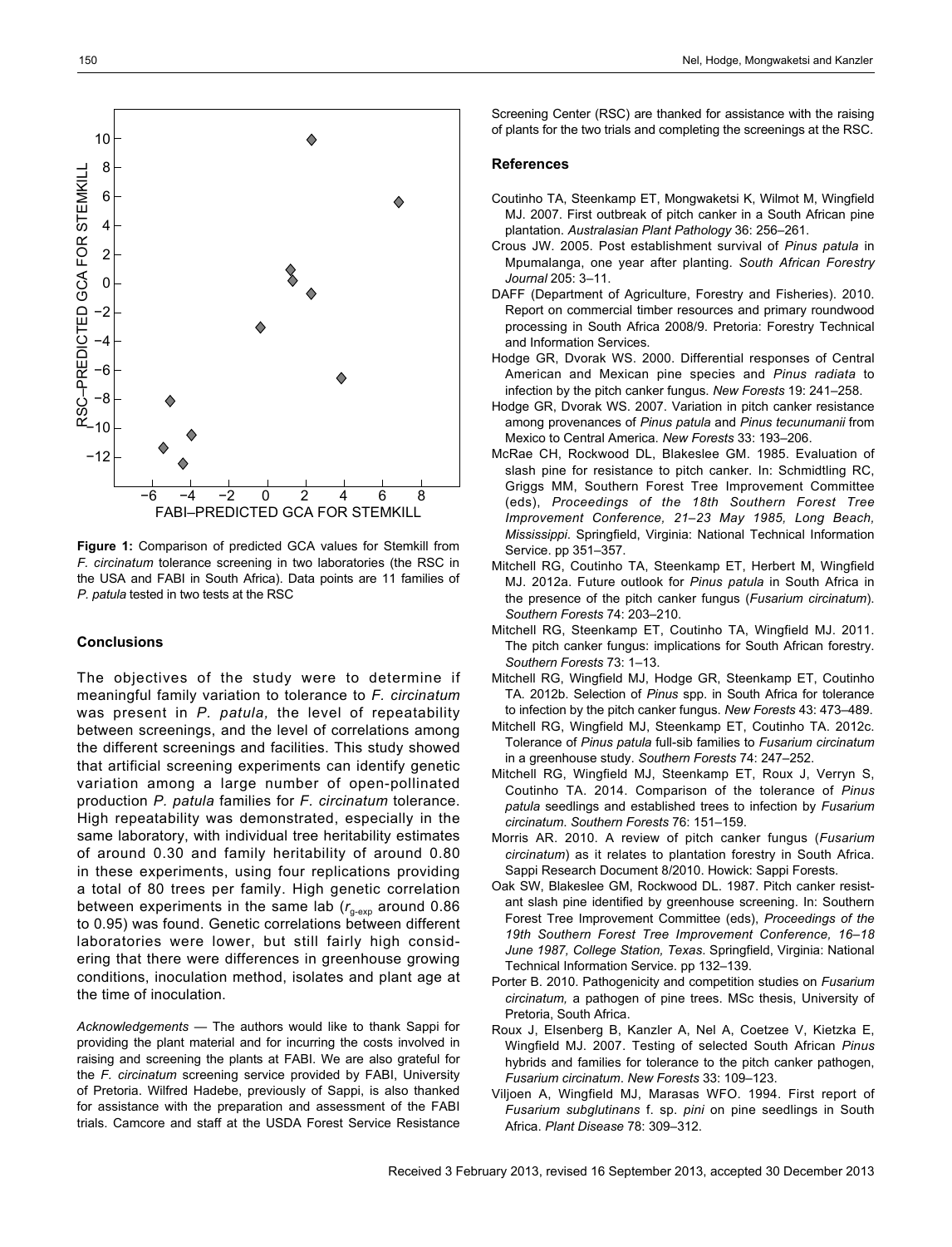10
8
6
4
2
0
−2
−4
−6
−8
−10
−12

RSC–PREDICTED GCA FOR STEMKILL

−6 −4 −2 0 2 4 6 8

FABI–PREDICTED GCA FOR STEMKILL

**Figure 1:** Comparison of predicted GCA values for Stemkill from *F. circinatum* tolerance screening in two laboratories (the RSC in the USA and FABI in South Africa). Data points are 11 families of *P. patula* tested in two tests at the RSC

## Conclusions

The objectives of the study were to determine if meaningful family variation to tolerance to *F. circinatum* was present in *P. patula*, the level of repeatability between screenings, and the level of correlations among the different screenings and facilities. This study showed that artificial screening experiments can identify genetic variation among a large number of open-pollinated production *P. patula* families for *F. circinatum* tolerance. High repeatability was demonstrated, especially in the same laboratory, with individual tree heritability estimates of around 0.30 and family heritability of around 0.80 in these experiments, using four replications providing a total of 80 trees per family. High genetic correlation between experiments in the same lab ($r_{g\text{-exp}}$ around 0.86 to 0.95) was found. Genetic correlations between different laboratories were lower, but still fairly high considering that there were differences in greenhouse growing conditions, inoculation method, isolates and plant age at the time of inoculation.

*Acknowledgements* — The authors would like to thank Sappi for providing the plant material and for incurring the costs involved in raising and screening the plants at FABI. We are also grateful for the *F. circinatum* screening service provided by FABI, University of Pretoria. Wilfred Hadebe, previously of Sappi, is also thanked for assistance with the preparation and assessment of the FABI trials. Camcore and staff at the USDA Forest Service Resistance Screening Center (RSC) are thanked for assistance with the raising of plants for the two trials and completing the screenings at the RSC.

## References

Coutinho TA, Steenkamp ET, Mongwaketsi K, Wilmot M, Wingfield MJ. 2007. First outbreak of pitch canker in a South African pine plantation. *Australasian Plant Pathology* 36: 256–261.

Crous JW. 2005. Post establishment survival of *Pinus patula* in Mpumalanga, one year after planting. *South African Forestry Journal* 205: 3–11.

DAFF (Department of Agriculture, Forestry and Fisheries). 2010. Report on commercial timber resources and primary roundwood processing in South Africa 2008/9. Pretoria: Forestry Technical and Information Services.

Hodge GR, Dvorak WS. 2000. Differential responses of Central American and Mexican pine species and *Pinus radiata* to infection by the pitch canker fungus. *New Forests* 19: 241–258.

Hodge GR, Dvorak WS. 2007. Variation in pitch canker resistance among provenances of *Pinus patula* and *Pinus tecunumanii* from Mexico to Central America. *New Forests* 33: 193–206.

McRae CH, Rockwood DL, Blakeslee GM. 1985. Evaluation of slash pine for resistance to pitch canker. In: Schmidtling RC, Griggs MM, Southern Forest Tree Improvement Committee (eds), *Proceedings of the 18th Southern Forest Tree Improvement Conference, 21–23 May 1985, Long Beach, Mississippi*. Springfield, Virginia: National Technical Information Service. pp 351–357.

Mitchell RG, Coutinho TA, Steenkamp ET, Herbert M, Wingfield MJ. 2012a. Future outlook for *Pinus patula* in South Africa in the presence of the pitch canker fungus (*Fusarium circinatum*). *Southern Forests* 74: 203–210.

Mitchell RG, Steenkamp ET, Coutinho TA, Wingfield MJ. 2011. The pitch canker fungus: implications for South African forestry. *Southern Forests* 73: 1–13.

Mitchell RG, Wingfield MJ, Hodge GR, Steenkamp ET, Coutinho TA. 2012b. Selection of *Pinus* spp. in South Africa for tolerance to infection by the pitch canker fungus. *New Forests* 43: 473–489.

Mitchell RG, Wingfield MJ, Steenkamp ET, Coutinho TA. 2012c. Tolerance of *Pinus patula* full-sib families to *Fusarium circinatum* in a greenhouse study. *Southern Forests* 74: 247–252.

Mitchell RG, Wingfield MJ, Steenkamp ET, Roux J, Verryn S, Coutinho TA. 2014. Comparison of the tolerance of *Pinus patula* seedlings and established trees to infection by *Fusarium circinatum*. *Southern Forests* 76: 151–159.

Morris AR. 2010. A review of pitch canker fungus (*Fusarium circinatum*) as it relates to plantation forestry in South Africa. Sappi Research Document 8/2010. Howick: Sappi Forests.

Oak SW, Blakeslee GM, Rockwood DL. 1987. Pitch canker resistant slash pine identified by greenhouse screening. In: Southern Forest Tree Improvement Committee (eds), *Proceedings of the 19th Southern Forest Tree Improvement Conference, 16–18 June 1987, College Station, Texas*. Springfield, Virginia: National Technical Information Service. pp 132–139.

Porter B. 2010. Pathogenicity and competition studies on *Fusarium circinatum,* a pathogen of pine trees. MSc thesis, University of Pretoria, South Africa.

Roux J, Elsenberg B, Kanzler A, Nel A, Coetzee V, Kietzka E, Wingfield MJ. 2007. Testing of selected South African *Pinus* hybrids and families for tolerance to the pitch canker pathogen, *Fusarium circinatum*. *New Forests* 33: 109–123.

Viljoen A, Wingfield MJ, Marasas WFO. 1994. First report of *Fusarium subglutinans* f. sp. *pini* on pine seedlings in South Africa. *Plant Disease* 78: 309–312.

Received 3 February 2013, revised 16 September 2013, accepted 30 December 2013